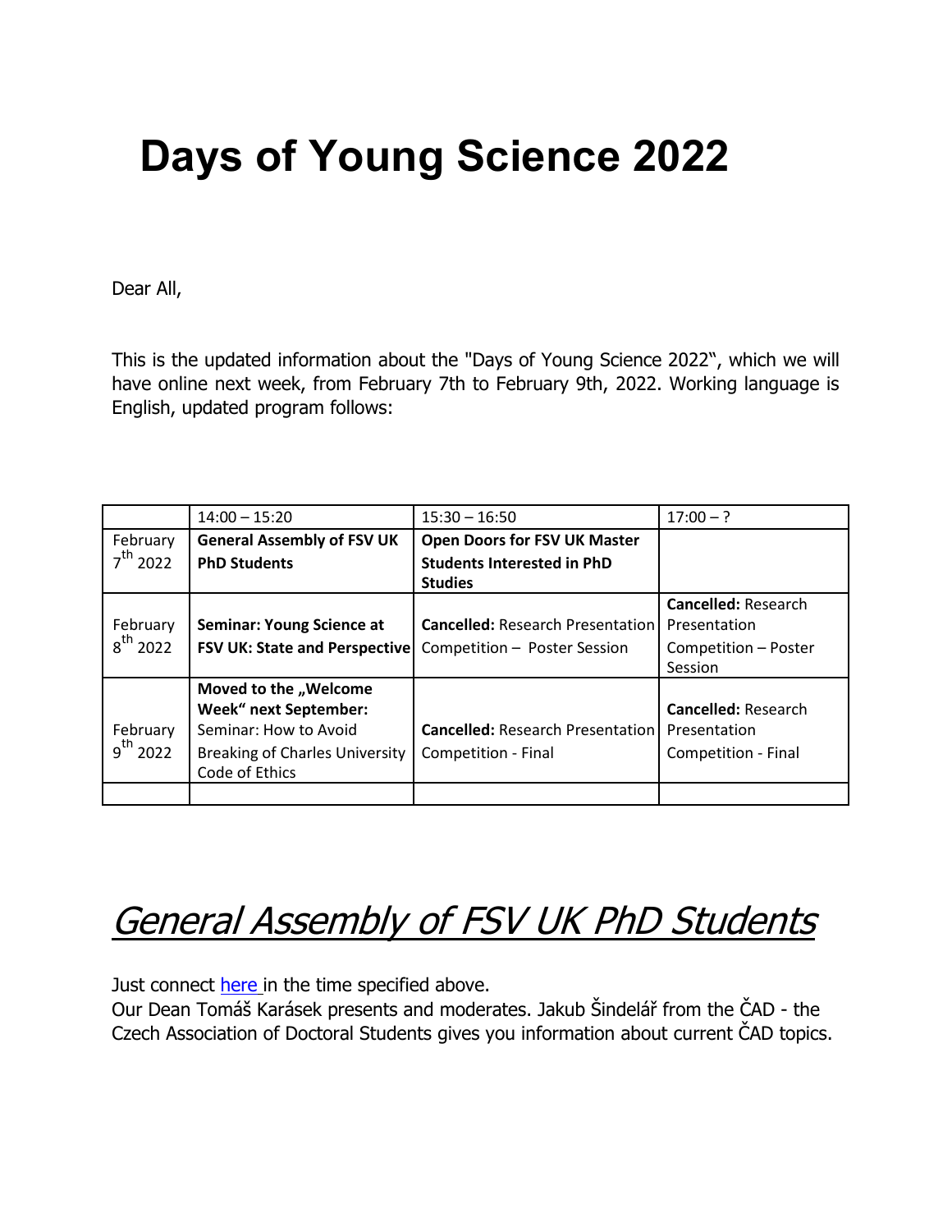# Days of Young Science 2022

Dear All,

This is the updated information about the "Days of Young Science 2022", which we will have online next week, from February 7th to February 9th, 2022. Working language is English, updated program follows:

| | 14:00 – 15:20 | 15:30 – 16:50 | 17:00 – ? |
|---|---|---|---|
| February 7th 2022 | **General Assembly of FSV UK PhD Students** | **Open Doors for FSV UK Master Students Interested in PhD Studies** | |
| February 8th 2022 | **Seminar: Young Science at FSV UK: State and Perspective** | **Cancelled:** Research Presentation Competition – Poster Session | **Cancelled:** Research Presentation Competition – Poster Session |
| February 9th 2022 | **Moved to the „Welcome Week" next September:** Seminar: How to Avoid Breaking of Charles University Code of Ethics | **Cancelled:** Research Presentation Competition - Final | **Cancelled:** Research Presentation Competition - Final |
| | | | |

## *General Assembly of FSV UK PhD Students*

Just connect here in the time specified above.
Our Dean Tomáš Karásek presents and moderates. Jakub Šindelář from the ČAD - the Czech Association of Doctoral Students gives you information about current ČAD topics.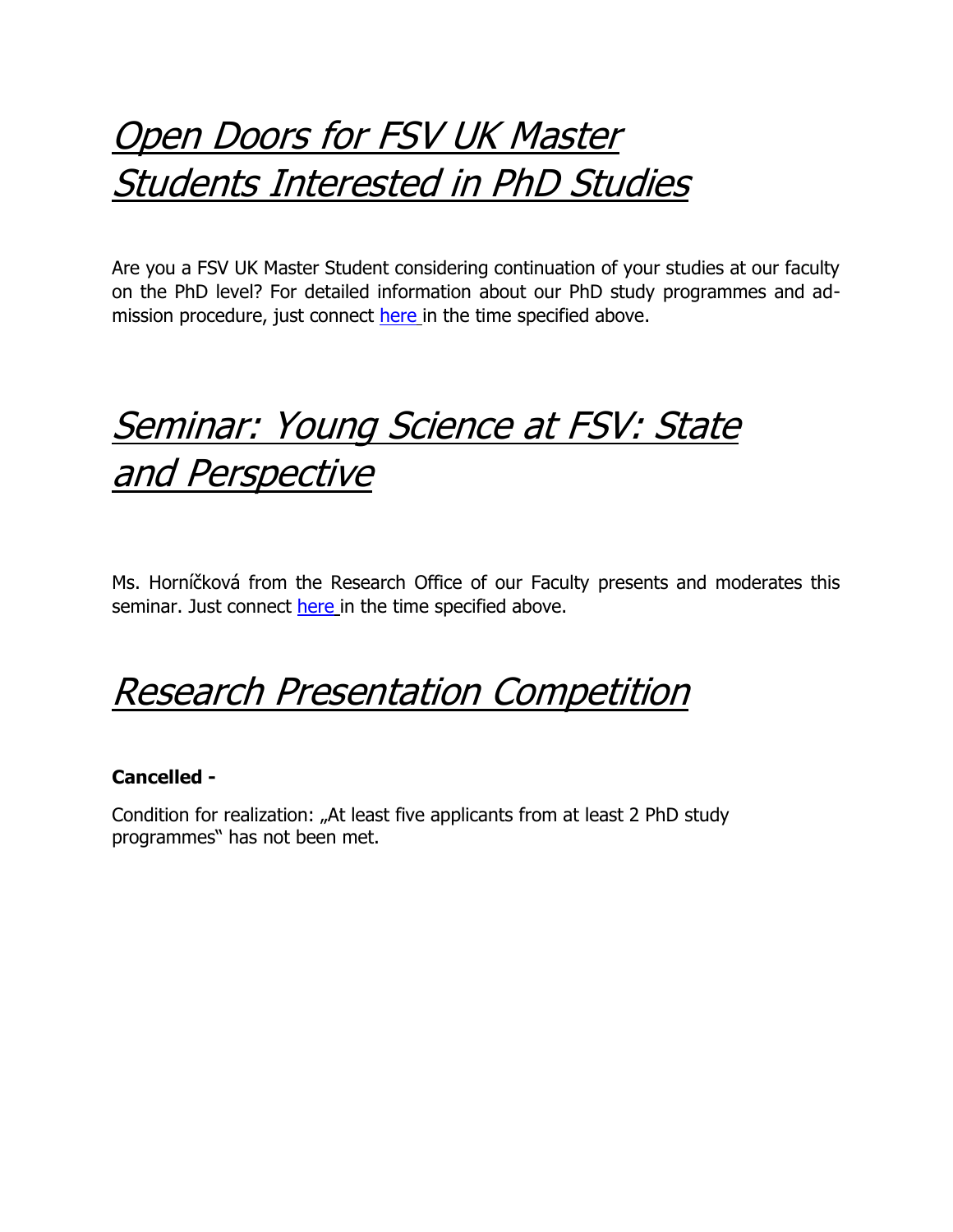# *Open Doors for FSV UK Master Students Interested in PhD Studies*

Are you a FSV UK Master Student considering continuation of your studies at our faculty on the PhD level? For detailed information about our PhD study programmes and admission procedure, just connect here in the time specified above.

# *Seminar: Young Science at FSV: State and Perspective*

Ms. Horníčková from the Research Office of our Faculty presents and moderates this seminar. Just connect here in the time specified above.

# *Research Presentation Competition*

**Cancelled -**

Condition for realization: „At least five applicants from at least 2 PhD study programmes" has not been met.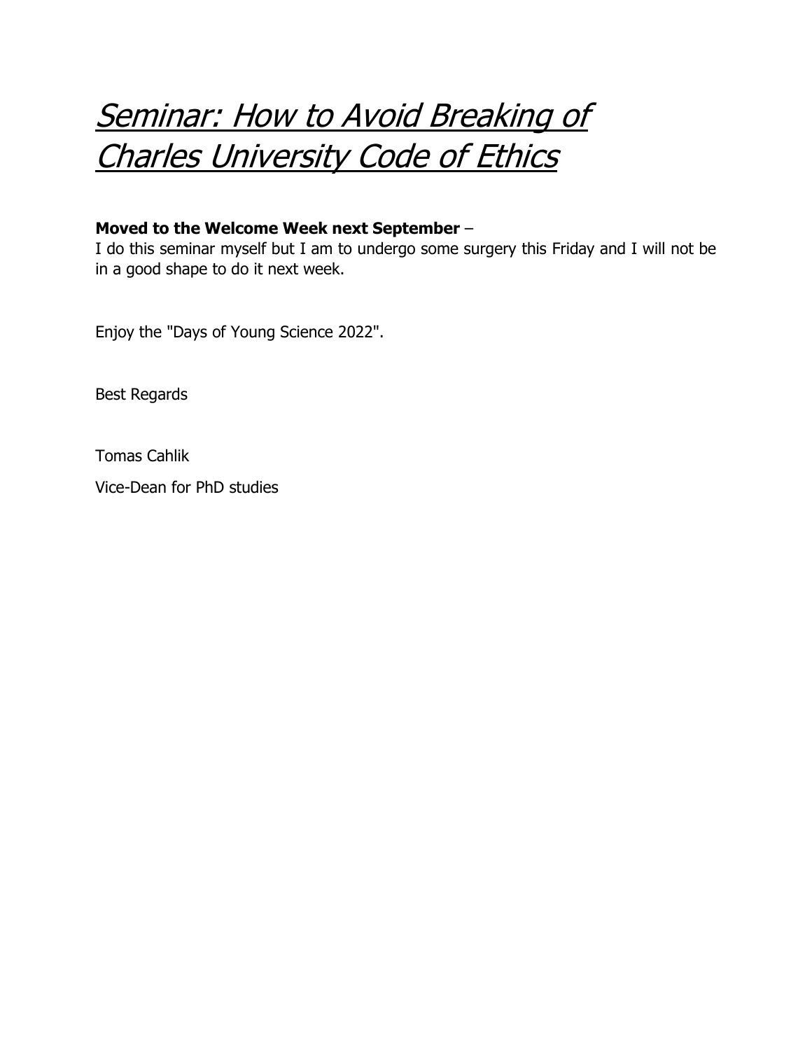# *Seminar: How to Avoid Breaking of Charles University Code of Ethics*

**Moved to the Welcome Week next September** –
I do this seminar myself but I am to undergo some surgery this Friday and I will not be in a good shape to do it next week.

Enjoy the "Days of Young Science 2022".

Best Regards

Tomas Cahlik

Vice-Dean for PhD studies